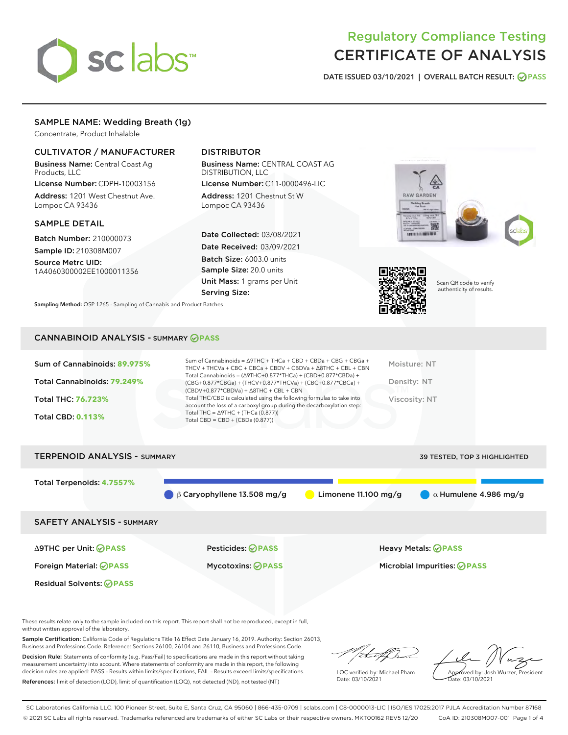# Regulatory Compliance Testing
# CERTIFICATE OF ANALYSIS

DATE ISSUED 03/10/2021 | OVERALL BATCH RESULT: PASS

## SAMPLE NAME: Wedding Breath (1g)

Concentrate, Product Inhalable

### CULTIVATOR / MANUFACTURER

**Business Name:** Central Coast Ag Products, LLC

**License Number:** CDPH-10003156

**Address:** 1201 West Chestnut Ave. Lompoc CA 93436

### DISTRIBUTOR

**Business Name:** CENTRAL COAST AG DISTRIBUTION, LLC

**License Number:** C11-0000496-LIC

**Address:** 1201 Chestnut St W Lompoc CA 93436

### SAMPLE DETAIL

**Batch Number:** 210000073

**Sample ID:** 210308M007

**Source Metrc UID:** 1A4060300002EE1000011356

**Date Collected:** 03/08/2021

**Date Received:** 03/09/2021

**Batch Size:** 6003.0 units

**Sample Size:** 20.0 units

**Unit Mass:** 1 grams per Unit

**Serving Size:**

Scan QR code to verify authenticity of results.

**Sampling Method:** QSP 1265 - Sampling of Cannabis and Product Batches

## CANNABINOID ANALYSIS - SUMMARY PASS

**Sum of Cannabinoids:** 89.975%

**Total Cannabinoids:** 79.249%

**Total THC:** 76.723%

**Total CBD:** 0.113%

Sum of Cannabinoids = Δ9THC + THCa + CBD + CBDa + CBG + CBGa + THCV + THCVa + CBC + CBCa + CBDV + CBDVa + Δ8THC + CBL + CBN

Total Cannabinoids = (Δ9THC+0.877*THCa) + (CBD+0.877*CBDa) + (CBG+0.877*CBGa) + (THCV+0.877*THCVa) + (CBC+0.877*CBCa) + (CBDV+0.877*CBDVa) + Δ8THC + CBL + CBN

Total THC/CBD is calculated using the following formulas to take into account the loss of a carboxyl group during the decarboxylation step:

Total THC = Δ9THC + (THCa (0.877))

Total CBD = CBD + (CBDa (0.877))

Moisture: NT

Density: NT

Viscosity: NT

## TERPENOID ANALYSIS - SUMMARY

39 TESTED, TOP 3 HIGHLIGHTED

**Total Terpenoids:** 4.7557%

β Caryophyllene 13.508 mg/g | Limonene 11.100 mg/g | α Humulene 4.986 mg/g

## SAFETY ANALYSIS - SUMMARY

| | | |
|---|---|---|
| Δ9THC per Unit: PASS | Pesticides: PASS | Heavy Metals: PASS |
| Foreign Material: PASS | Mycotoxins: PASS | Microbial Impurities: PASS |
| Residual Solvents: PASS | | |

These results relate only to the sample included on this report. This report shall not be reproduced, except in full, without written approval of the laboratory.

**Sample Certification:** California Code of Regulations Title 16 Effect Date January 16, 2019. Authority: Section 26013, Business and Professions Code. Reference: Sections 26100, 26104 and 26110, Business and Professions Code.

**Decision Rule:** Statements of conformity (e.g. Pass/Fail) to specifications are made in this report without taking measurement uncertainty into account. Where statements of conformity are made in this report, the following decision rules are applied: PASS – Results within limits/specifications, FAIL – Results exceed limits/specifications.

**References:** limit of detection (LOD), limit of quantification (LOQ), not detected (ND), not tested (NT)

LQC verified by: Michael Pham
Date: 03/10/2021

Approved by: Josh Wurzer, President
Date: 03/10/2021

SC Laboratories California LLC. 100 Pioneer Street, Suite E, Santa Cruz, CA 95060 | 866-435-0709 | sclabs.com | C8-0000013-LIC | ISO/IES 17025:2017 PJLA Accreditation Number 87168

© 2021 SC Labs all rights reserved. Trademarks referenced are trademarks of either SC Labs or their respective owners. MKT00162 REV5 12/20 CoA ID: 210308M007-001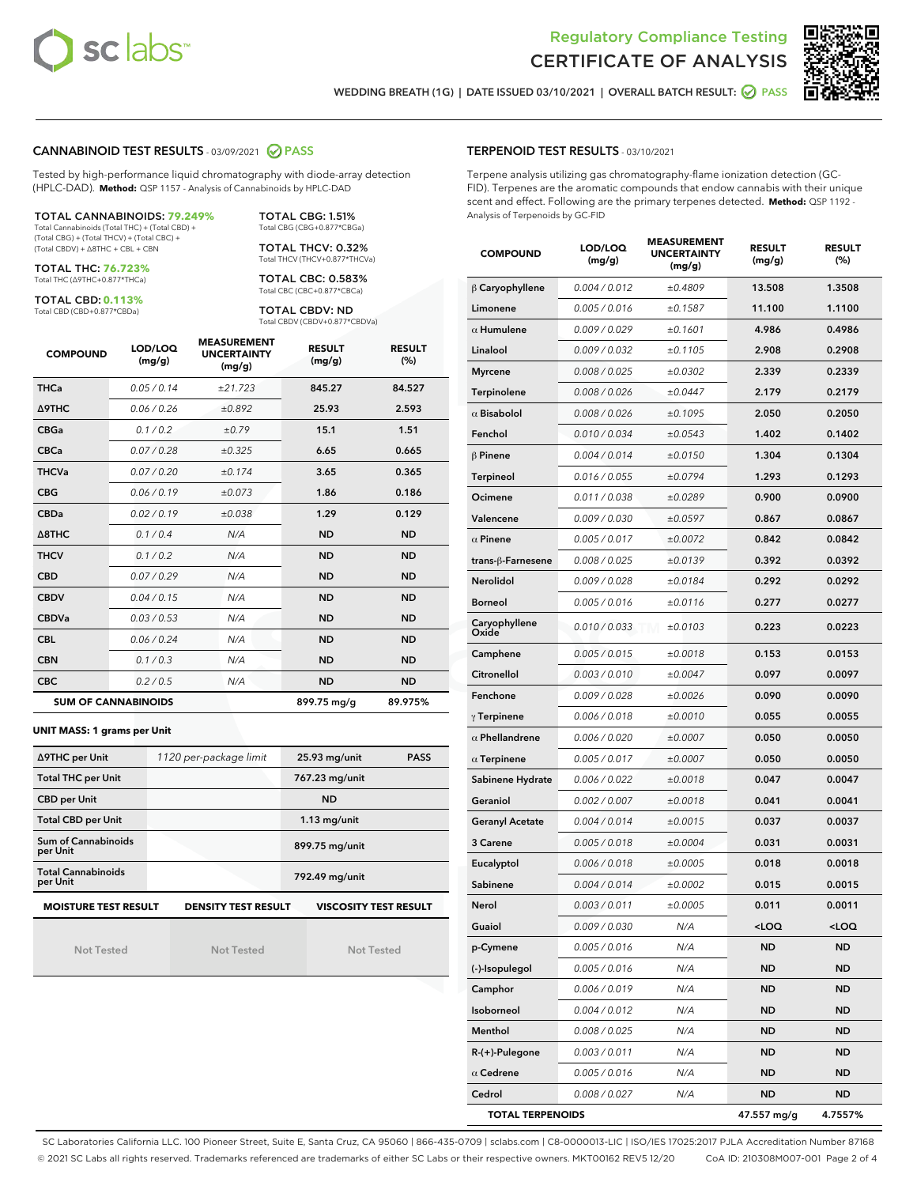Regulatory Compliance Testing
# CERTIFICATE OF ANALYSIS

WEDDING BREATH (1G) | DATE ISSUED 03/10/2021 | OVERALL BATCH RESULT: PASS

## CANNABINOID TEST RESULTS - 03/09/2021 PASS

Tested by high-performance liquid chromatography with diode-array detection (HPLC-DAD). **Method:** QSP 1157 - Analysis of Cannabinoids by HPLC-DAD

**TOTAL CANNABINOIDS: 79.249%**
Total Cannabinoids (Total THC) + (Total CBD) + (Total CBG) + (Total THCV) + (Total CBC) + (Total CBDV) + Δ8THC + CBL + CBN

**TOTAL THC: 76.723%**
Total THC (Δ9THC+0.877*THCa)

**TOTAL CBD: 0.113%**
Total CBD (CBD+0.877*CBDa)

**TOTAL CBG: 1.51%**
Total CBG (CBG+0.877*CBGa)

**TOTAL THCV: 0.32%**
Total THCV (THCV+0.877*THCVa)

**TOTAL CBC: 0.583%**
Total CBC (CBC+0.877*CBCa)

**TOTAL CBDV: ND**
Total CBDV (CBDV+0.877*CBDVa)

| COMPOUND | LOD/LOQ (mg/g) | MEASUREMENT UNCERTAINTY (mg/g) | RESULT (mg/g) | RESULT (%) |
|---|---|---|---|---|
| THCa | 0.05 / 0.14 | ±21.723 | 845.27 | 84.527 |
| Δ9THC | 0.06 / 0.26 | ±0.892 | 25.93 | 2.593 |
| CBGa | 0.1 / 0.2 | ±0.79 | 15.1 | 1.51 |
| CBCa | 0.07 / 0.28 | ±0.325 | 6.65 | 0.665 |
| THCVa | 0.07 / 0.20 | ±0.174 | 3.65 | 0.365 |
| CBG | 0.06 / 0.19 | ±0.073 | 1.86 | 0.186 |
| CBDa | 0.02 / 0.19 | ±0.038 | 1.29 | 0.129 |
| Δ8THC | 0.1 / 0.4 | N/A | ND | ND |
| THCV | 0.1 / 0.2 | N/A | ND | ND |
| CBD | 0.07 / 0.29 | N/A | ND | ND |
| CBDV | 0.04 / 0.15 | N/A | ND | ND |
| CBDVa | 0.03 / 0.53 | N/A | ND | ND |
| CBL | 0.06 / 0.24 | N/A | ND | ND |
| CBN | 0.1 / 0.3 | N/A | ND | ND |
| CBC | 0.2 / 0.5 | N/A | ND | ND |
| **SUM OF CANNABINOIDS** | | | 899.75 mg/g | 89.975% |

**UNIT MASS: 1 grams per Unit**

| | | | |
|---|---|---|---|
| Δ9THC per Unit | 1120 per-package limit | 25.93 mg/unit | PASS |
| Total THC per Unit | | 767.23 mg/unit | |
| CBD per Unit | | ND | |
| Total CBD per Unit | | 1.13 mg/unit | |
| Sum of Cannabinoids per Unit | | 899.75 mg/unit | |
| Total Cannabinoids per Unit | | 792.49 mg/unit | |

| MOISTURE TEST RESULT | DENSITY TEST RESULT | VISCOSITY TEST RESULT |
|---|---|---|
| Not Tested | Not Tested | Not Tested |

## TERPENOID TEST RESULTS - 03/10/2021

Terpene analysis utilizing gas chromatography-flame ionization detection (GC-FID). Terpenes are the aromatic compounds that endow cannabis with their unique scent and effect. Following are the primary terpenes detected. **Method:** QSP 1192 - Analysis of Terpenoids by GC-FID

| COMPOUND | LOD/LOQ (mg/g) | MEASUREMENT UNCERTAINTY (mg/g) | RESULT (mg/g) | RESULT (%) |
|---|---|---|---|---|
| β Caryophyllene | 0.004 / 0.012 | ±0.4809 | 13.508 | 1.3508 |
| Limonene | 0.005 / 0.016 | ±0.1587 | 11.100 | 1.1100 |
| α Humulene | 0.009 / 0.029 | ±0.1601 | 4.986 | 0.4986 |
| Linalool | 0.009 / 0.032 | ±0.1105 | 2.908 | 0.2908 |
| Myrcene | 0.008 / 0.025 | ±0.0302 | 2.339 | 0.2339 |
| Terpinolene | 0.008 / 0.026 | ±0.0447 | 2.179 | 0.2179 |
| α Bisabolol | 0.008 / 0.026 | ±0.1095 | 2.050 | 0.2050 |
| Fenchol | 0.010 / 0.034 | ±0.0543 | 1.402 | 0.1402 |
| β Pinene | 0.004 / 0.014 | ±0.0150 | 1.304 | 0.1304 |
| Terpineol | 0.016 / 0.055 | ±0.0794 | 1.293 | 0.1293 |
| Ocimene | 0.011 / 0.038 | ±0.0289 | 0.900 | 0.0900 |
| Valencene | 0.009 / 0.030 | ±0.0597 | 0.867 | 0.0867 |
| α Pinene | 0.005 / 0.017 | ±0.0072 | 0.842 | 0.0842 |
| trans-β-Farnesene | 0.008 / 0.025 | ±0.0139 | 0.392 | 0.0392 |
| Nerolidol | 0.009 / 0.028 | ±0.0184 | 0.292 | 0.0292 |
| Borneol | 0.005 / 0.016 | ±0.0116 | 0.277 | 0.0277 |
| Caryophyllene Oxide | 0.010 / 0.033 | ±0.0103 | 0.223 | 0.0223 |
| Camphene | 0.005 / 0.015 | ±0.0018 | 0.153 | 0.0153 |
| Citronellol | 0.003 / 0.010 | ±0.0047 | 0.097 | 0.0097 |
| Fenchone | 0.009 / 0.028 | ±0.0026 | 0.090 | 0.0090 |
| γ Terpinene | 0.006 / 0.018 | ±0.0010 | 0.055 | 0.0055 |
| α Phellandrene | 0.006 / 0.020 | ±0.0007 | 0.050 | 0.0050 |
| α Terpinene | 0.005 / 0.017 | ±0.0007 | 0.050 | 0.0050 |
| Sabinene Hydrate | 0.006 / 0.022 | ±0.0018 | 0.047 | 0.0047 |
| Geraniol | 0.002 / 0.007 | ±0.0018 | 0.041 | 0.0041 |
| Geranyl Acetate | 0.004 / 0.014 | ±0.0015 | 0.037 | 0.0037 |
| 3 Carene | 0.005 / 0.018 | ±0.0004 | 0.031 | 0.0031 |
| Eucalyptol | 0.006 / 0.018 | ±0.0005 | 0.018 | 0.0018 |
| Sabinene | 0.004 / 0.014 | ±0.0002 | 0.015 | 0.0015 |
| Nerol | 0.003 / 0.011 | ±0.0005 | 0.011 | 0.0011 |
| Guaiol | 0.009 / 0.030 | N/A | <LOQ | <LOQ |
| p-Cymene | 0.005 / 0.016 | N/A | ND | ND |
| (-)-Isopulegol | 0.005 / 0.016 | N/A | ND | ND |
| Camphor | 0.006 / 0.019 | N/A | ND | ND |
| Isoborneol | 0.004 / 0.012 | N/A | ND | ND |
| Menthol | 0.008 / 0.025 | N/A | ND | ND |
| R-(+)-Pulegone | 0.003 / 0.011 | N/A | ND | ND |
| α Cedrene | 0.005 / 0.016 | N/A | ND | ND |
| Cedrol | 0.008 / 0.027 | N/A | ND | ND |
| **TOTAL TERPENOIDS** | | | 47.557 mg/g | 4.7557% |

SC Laboratories California LLC. 100 Pioneer Street, Suite E, Santa Cruz, CA 95060 | 866-435-0709 | sclabs.com | C8-0000013-LIC | ISO/IES 17025:2017 PJLA Accreditation Number 87168
© 2021 SC Labs all rights reserved. Trademarks referenced are trademarks of either SC Labs or their respective owners. MKT00162 REV5 12/20 CoA ID: 210308M007-001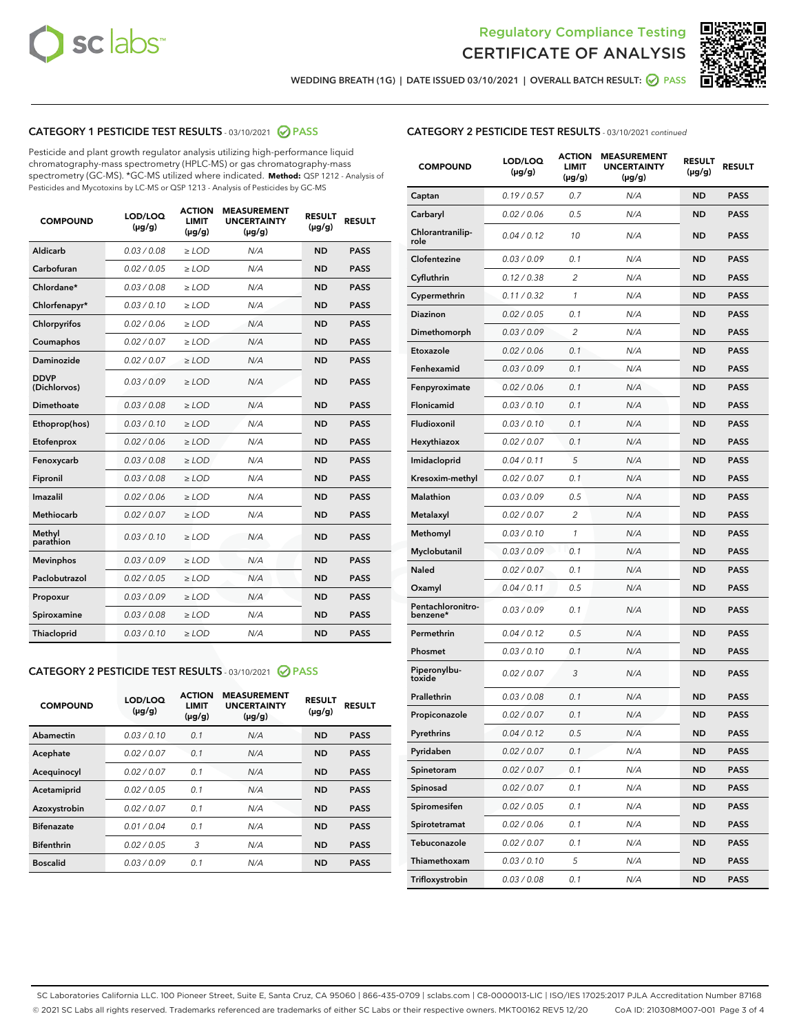Regulatory Compliance Testing
CERTIFICATE OF ANALYSIS

WEDDING BREATH (1G) | DATE ISSUED 03/10/2021 | OVERALL BATCH RESULT: PASS

## CATEGORY 1 PESTICIDE TEST RESULTS - 03/10/2021 PASS

Pesticide and plant growth regulator analysis utilizing high-performance liquid chromatography-mass spectrometry (HPLC-MS) or gas chromatography-mass spectrometry (GC-MS). *GC-MS utilized where indicated. **Method:** QSP 1212 - Analysis of Pesticides and Mycotoxins by LC-MS or QSP 1213 - Analysis of Pesticides by GC-MS

| COMPOUND | LOD/LOQ (µg/g) | ACTION LIMIT (µg/g) | MEASUREMENT UNCERTAINTY (µg/g) | RESULT (µg/g) | RESULT |
|---|---|---|---|---|---|
| Aldicarb | 0.03 / 0.08 | ≥ LOD | N/A | ND | PASS |
| Carbofuran | 0.02 / 0.05 | ≥ LOD | N/A | ND | PASS |
| Chlordane* | 0.03 / 0.08 | ≥ LOD | N/A | ND | PASS |
| Chlorfenapyr* | 0.03 / 0.10 | ≥ LOD | N/A | ND | PASS |
| Chlorpyrifos | 0.02 / 0.06 | ≥ LOD | N/A | ND | PASS |
| Coumaphos | 0.02 / 0.07 | ≥ LOD | N/A | ND | PASS |
| Daminozide | 0.02 / 0.07 | ≥ LOD | N/A | ND | PASS |
| DDVP (Dichlorvos) | 0.03 / 0.09 | ≥ LOD | N/A | ND | PASS |
| Dimethoate | 0.03 / 0.08 | ≥ LOD | N/A | ND | PASS |
| Ethoprop(hos) | 0.03 / 0.10 | ≥ LOD | N/A | ND | PASS |
| Etofenprox | 0.02 / 0.06 | ≥ LOD | N/A | ND | PASS |
| Fenoxycarb | 0.03 / 0.08 | ≥ LOD | N/A | ND | PASS |
| Fipronil | 0.03 / 0.08 | ≥ LOD | N/A | ND | PASS |
| Imazalil | 0.02 / 0.06 | ≥ LOD | N/A | ND | PASS |
| Methiocarb | 0.02 / 0.07 | ≥ LOD | N/A | ND | PASS |
| Methyl parathion | 0.03 / 0.10 | ≥ LOD | N/A | ND | PASS |
| Mevinphos | 0.03 / 0.09 | ≥ LOD | N/A | ND | PASS |
| Paclobutrazol | 0.02 / 0.05 | ≥ LOD | N/A | ND | PASS |
| Propoxur | 0.03 / 0.09 | ≥ LOD | N/A | ND | PASS |
| Spiroxamine | 0.03 / 0.08 | ≥ LOD | N/A | ND | PASS |
| Thiacloprid | 0.03 / 0.10 | ≥ LOD | N/A | ND | PASS |

## CATEGORY 2 PESTICIDE TEST RESULTS - 03/10/2021 PASS

| COMPOUND | LOD/LOQ (µg/g) | ACTION LIMIT (µg/g) | MEASUREMENT UNCERTAINTY (µg/g) | RESULT (µg/g) | RESULT |
|---|---|---|---|---|---|
| Abamectin | 0.03 / 0.10 | 0.1 | N/A | ND | PASS |
| Acephate | 0.02 / 0.07 | 0.1 | N/A | ND | PASS |
| Acequinocyl | 0.02 / 0.07 | 0.1 | N/A | ND | PASS |
| Acetamiprid | 0.02 / 0.05 | 0.1 | N/A | ND | PASS |
| Azoxystrobin | 0.02 / 0.07 | 0.1 | N/A | ND | PASS |
| Bifenazate | 0.01 / 0.04 | 0.1 | N/A | ND | PASS |
| Bifenthrin | 0.02 / 0.05 | 3 | N/A | ND | PASS |
| Boscalid | 0.03 / 0.09 | 0.1 | N/A | ND | PASS |
| Captan | 0.19 / 0.57 | 0.7 | N/A | ND | PASS |
| Carbaryl | 0.02 / 0.06 | 0.5 | N/A | ND | PASS |
| Chlorantraniliprole | 0.04 / 0.12 | 10 | N/A | ND | PASS |
| Clofentezine | 0.03 / 0.09 | 0.1 | N/A | ND | PASS |
| Cyfluthrin | 0.12 / 0.38 | 2 | N/A | ND | PASS |
| Cypermethrin | 0.11 / 0.32 | 1 | N/A | ND | PASS |
| Diazinon | 0.02 / 0.05 | 0.1 | N/A | ND | PASS |
| Dimethomorph | 0.03 / 0.09 | 2 | N/A | ND | PASS |
| Etoxazole | 0.02 / 0.06 | 0.1 | N/A | ND | PASS |
| Fenhexamid | 0.03 / 0.09 | 0.1 | N/A | ND | PASS |
| Fenpyroximate | 0.02 / 0.06 | 0.1 | N/A | ND | PASS |
| Flonicamid | 0.03 / 0.10 | 0.1 | N/A | ND | PASS |
| Fludioxonil | 0.03 / 0.10 | 0.1 | N/A | ND | PASS |
| Hexythiazox | 0.02 / 0.07 | 0.1 | N/A | ND | PASS |
| Imidacloprid | 0.04 / 0.11 | 5 | N/A | ND | PASS |
| Kresoxim-methyl | 0.02 / 0.07 | 0.1 | N/A | ND | PASS |
| Malathion | 0.03 / 0.09 | 0.5 | N/A | ND | PASS |
| Metalaxyl | 0.02 / 0.07 | 2 | N/A | ND | PASS |
| Methomyl | 0.03 / 0.10 | 1 | N/A | ND | PASS |
| Myclobutanil | 0.03 / 0.09 | 0.1 | N/A | ND | PASS |
| Naled | 0.02 / 0.07 | 0.1 | N/A | ND | PASS |
| Oxamyl | 0.04 / 0.11 | 0.5 | N/A | ND | PASS |
| Pentachloronitrobenzene* | 0.03 / 0.09 | 0.1 | N/A | ND | PASS |
| Permethrin | 0.04 / 0.12 | 0.5 | N/A | ND | PASS |
| Phosmet | 0.03 / 0.10 | 0.1 | N/A | ND | PASS |
| Piperonylbutoxide | 0.02 / 0.07 | 3 | N/A | ND | PASS |
| Prallethrin | 0.03 / 0.08 | 0.1 | N/A | ND | PASS |
| Propiconazole | 0.02 / 0.07 | 0.1 | N/A | ND | PASS |
| Pyrethrins | 0.04 / 0.12 | 0.5 | N/A | ND | PASS |
| Pyridaben | 0.02 / 0.07 | 0.1 | N/A | ND | PASS |
| Spinetoram | 0.02 / 0.07 | 0.1 | N/A | ND | PASS |
| Spinosad | 0.02 / 0.07 | 0.1 | N/A | ND | PASS |
| Spiromesifen | 0.02 / 0.05 | 0.1 | N/A | ND | PASS |
| Spirotetramat | 0.02 / 0.06 | 0.1 | N/A | ND | PASS |
| Tebuconazole | 0.02 / 0.07 | 0.1 | N/A | ND | PASS |
| Thiamethoxam | 0.03 / 0.10 | 5 | N/A | ND | PASS |
| Trifloxystrobin | 0.03 / 0.08 | 0.1 | N/A | ND | PASS |

SC Laboratories California LLC. 100 Pioneer Street, Suite E, Santa Cruz, CA 95060 | 866-435-0709 | sclabs.com | C8-0000013-LIC | ISO/IES 17025:2017 PJLA Accreditation Number 87168
© 2021 SC Labs all rights reserved. Trademarks referenced are trademarks of either SC Labs or their respective owners. MKT00162 REV5 12/20 CoA ID: 210308M007-001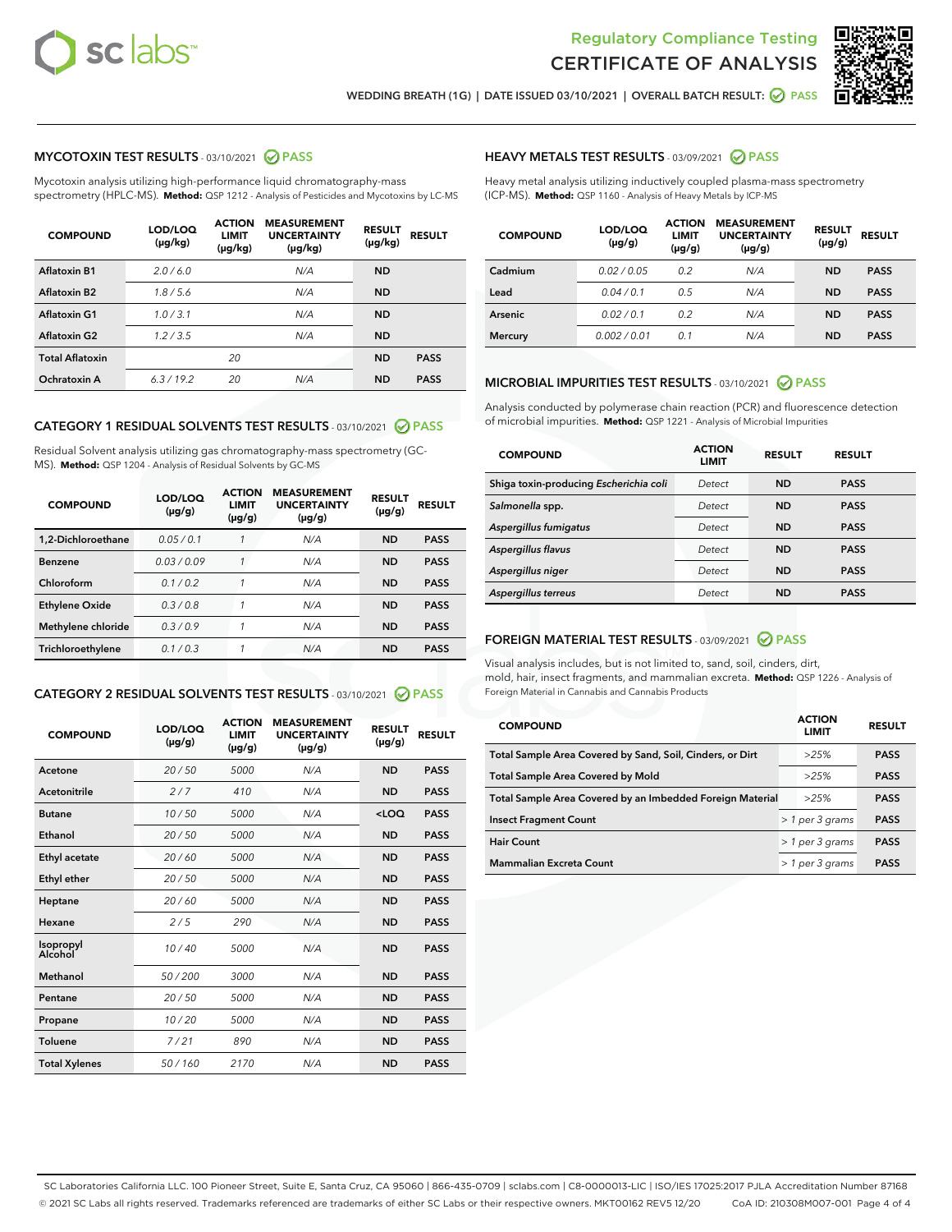Regulatory Compliance Testing
# CERTIFICATE OF ANALYSIS

WEDDING BREATH (1G) | DATE ISSUED 03/10/2021 | OVERALL BATCH RESULT: PASS

## MYCOTOXIN TEST RESULTS - 03/10/2021 PASS

Mycotoxin analysis utilizing high-performance liquid chromatography-mass spectrometry (HPLC-MS). **Method:** QSP 1212 - Analysis of Pesticides and Mycotoxins by LC-MS

| COMPOUND | LOD/LOQ (µg/kg) | ACTION LIMIT (µg/kg) | MEASUREMENT UNCERTAINTY (µg/kg) | RESULT (µg/kg) | RESULT |
|---|---|---|---|---|---|
| Aflatoxin B1 | 2.0 / 6.0 | | N/A | ND | |
| Aflatoxin B2 | 1.8 / 5.6 | | N/A | ND | |
| Aflatoxin G1 | 1.0 / 3.1 | | N/A | ND | |
| Aflatoxin G2 | 1.2 / 3.5 | | N/A | ND | |
| Total Aflatoxin | | 20 | | ND | PASS |
| Ochratoxin A | 6.3 / 19.2 | 20 | N/A | ND | PASS |

## CATEGORY 1 RESIDUAL SOLVENTS TEST RESULTS - 03/10/2021 PASS

Residual Solvent analysis utilizing gas chromatography-mass spectrometry (GC-MS). **Method:** QSP 1204 - Analysis of Residual Solvents by GC-MS

| COMPOUND | LOD/LOQ (µg/g) | ACTION LIMIT (µg/g) | MEASUREMENT UNCERTAINTY (µg/g) | RESULT (µg/g) | RESULT |
|---|---|---|---|---|---|
| 1,2-Dichloroethane | 0.05 / 0.1 | 1 | N/A | ND | PASS |
| Benzene | 0.03 / 0.09 | 1 | N/A | ND | PASS |
| Chloroform | 0.1 / 0.2 | 1 | N/A | ND | PASS |
| Ethylene Oxide | 0.3 / 0.8 | 1 | N/A | ND | PASS |
| Methylene chloride | 0.3 / 0.9 | 1 | N/A | ND | PASS |
| Trichloroethylene | 0.1 / 0.3 | 1 | N/A | ND | PASS |

## CATEGORY 2 RESIDUAL SOLVENTS TEST RESULTS - 03/10/2021 PASS

| COMPOUND | LOD/LOQ (µg/g) | ACTION LIMIT (µg/g) | MEASUREMENT UNCERTAINTY (µg/g) | RESULT (µg/g) | RESULT |
|---|---|---|---|---|---|
| Acetone | 20 / 50 | 5000 | N/A | ND | PASS |
| Acetonitrile | 2 / 7 | 410 | N/A | ND | PASS |
| Butane | 10 / 50 | 5000 | N/A | <LOQ | PASS |
| Ethanol | 20 / 50 | 5000 | N/A | ND | PASS |
| Ethyl acetate | 20 / 60 | 5000 | N/A | ND | PASS |
| Ethyl ether | 20 / 50 | 5000 | N/A | ND | PASS |
| Heptane | 20 / 60 | 5000 | N/A | ND | PASS |
| Hexane | 2 / 5 | 290 | N/A | ND | PASS |
| Isopropyl Alcohol | 10 / 40 | 5000 | N/A | ND | PASS |
| Methanol | 50 / 200 | 3000 | N/A | ND | PASS |
| Pentane | 20 / 50 | 5000 | N/A | ND | PASS |
| Propane | 10 / 20 | 5000 | N/A | ND | PASS |
| Toluene | 7 / 21 | 890 | N/A | ND | PASS |
| Total Xylenes | 50 / 160 | 2170 | N/A | ND | PASS |

## HEAVY METALS TEST RESULTS - 03/09/2021 PASS

Heavy metal analysis utilizing inductively coupled plasma-mass spectrometry (ICP-MS). **Method:** QSP 1160 - Analysis of Heavy Metals by ICP-MS

| COMPOUND | LOD/LOQ (µg/g) | ACTION LIMIT (µg/g) | MEASUREMENT UNCERTAINTY (µg/g) | RESULT (µg/g) | RESULT |
|---|---|---|---|---|---|
| Cadmium | 0.02 / 0.05 | 0.2 | N/A | ND | PASS |
| Lead | 0.04 / 0.1 | 0.5 | N/A | ND | PASS |
| Arsenic | 0.02 / 0.1 | 0.2 | N/A | ND | PASS |
| Mercury | 0.002 / 0.01 | 0.1 | N/A | ND | PASS |

## MICROBIAL IMPURITIES TEST RESULTS - 03/10/2021 PASS

Analysis conducted by polymerase chain reaction (PCR) and fluorescence detection of microbial impurities. **Method:** QSP 1221 - Analysis of Microbial Impurities

| COMPOUND | ACTION LIMIT | RESULT | RESULT |
|---|---|---|---|
| *Shiga toxin-producing Escherichia coli* | Detect | ND | PASS |
| *Salmonella* spp. | Detect | ND | PASS |
| *Aspergillus fumigatus* | Detect | ND | PASS |
| *Aspergillus flavus* | Detect | ND | PASS |
| *Aspergillus niger* | Detect | ND | PASS |
| *Aspergillus terreus* | Detect | ND | PASS |

## FOREIGN MATERIAL TEST RESULTS - 03/09/2021 PASS

Visual analysis includes, but is not limited to, sand, soil, cinders, dirt, mold, hair, insect fragments, and mammalian excreta. **Method:** QSP 1226 - Analysis of Foreign Material in Cannabis and Cannabis Products

| COMPOUND | ACTION LIMIT | RESULT |
|---|---|---|
| Total Sample Area Covered by Sand, Soil, Cinders, or Dirt | >25% | PASS |
| Total Sample Area Covered by Mold | >25% | PASS |
| Total Sample Area Covered by an Imbedded Foreign Material | >25% | PASS |
| Insect Fragment Count | > 1 per 3 grams | PASS |
| Hair Count | > 1 per 3 grams | PASS |
| Mammalian Excreta Count | > 1 per 3 grams | PASS |

SC Laboratories California LLC. 100 Pioneer Street, Suite E, Santa Cruz, CA 95060 | 866-435-0709 | sclabs.com | C8-0000013-LIC | ISO/IES 17025:2017 PJLA Accreditation Number 87168
© 2021 SC Labs all rights reserved. Trademarks referenced are trademarks of either SC Labs or their respective owners. MKT00162 REV5 12/20 CoA ID: 210308M007-001